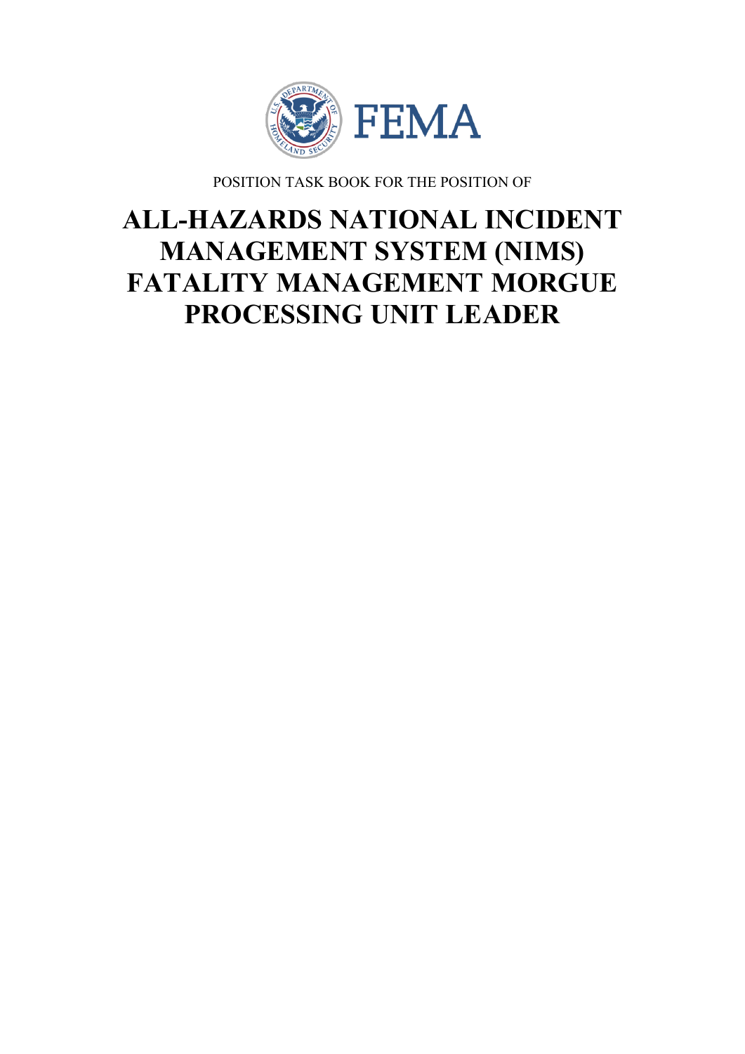FEMA

POSITION TASK BOOK FOR THE POSITION OF

# ALL-HAZARDS NATIONAL INCIDENT MANAGEMENT SYSTEM (NIMS) FATALITY MANAGEMENT MORGUE PROCESSING UNIT LEADER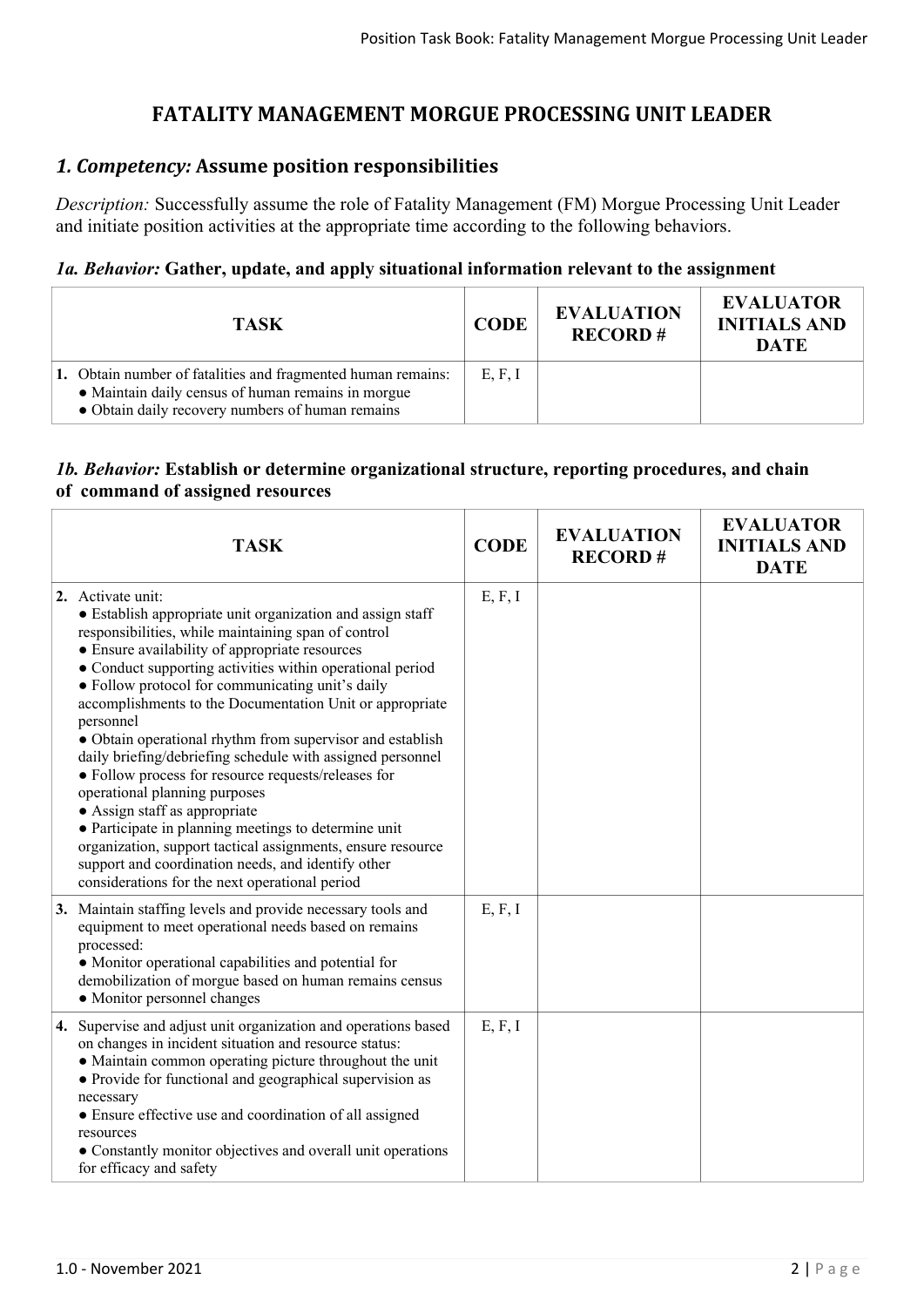# FATALITY MANAGEMENT MORGUE PROCESSING UNIT LEADER

## *1. Competency:* Assume position responsibilities

*Description:* Successfully assume the role of Fatality Management (FM) Morgue Processing Unit Leader and initiate position activities at the appropriate time according to the following behaviors.

### *1a. Behavior:* Gather, update, and apply situational information relevant to the assignment

| TASK | CODE | EVALUATION RECORD # | EVALUATOR INITIALS AND DATE |
|---|---|---|---|
| **1.** Obtain number of fatalities and fragmented human remains:<br>● Maintain daily census of human remains in morgue<br>● Obtain daily recovery numbers of human remains | E, F, I | | |

### *1b. Behavior:* Establish or determine organizational structure, reporting procedures, and chain of command of assigned resources

| TASK | CODE | EVALUATION RECORD # | EVALUATOR INITIALS AND DATE |
|---|---|---|---|
| **2.** Activate unit:<br>● Establish appropriate unit organization and assign staff responsibilities, while maintaining span of control<br>● Ensure availability of appropriate resources<br>● Conduct supporting activities within operational period<br>● Follow protocol for communicating unit's daily accomplishments to the Documentation Unit or appropriate personnel<br>● Obtain operational rhythm from supervisor and establish daily briefing/debriefing schedule with assigned personnel<br>● Follow process for resource requests/releases for operational planning purposes<br>● Assign staff as appropriate<br>● Participate in planning meetings to determine unit organization, support tactical assignments, ensure resource support and coordination needs, and identify other considerations for the next operational period | E, F, I | | |
| **3.** Maintain staffing levels and provide necessary tools and equipment to meet operational needs based on remains processed:<br>● Monitor operational capabilities and potential for demobilization of morgue based on human remains census<br>● Monitor personnel changes | E, F, I | | |
| **4.** Supervise and adjust unit organization and operations based on changes in incident situation and resource status:<br>● Maintain common operating picture throughout the unit<br>● Provide for functional and geographical supervision as necessary<br>● Ensure effective use and coordination of all assigned resources<br>● Constantly monitor objectives and overall unit operations for efficacy and safety | E, F, I | | |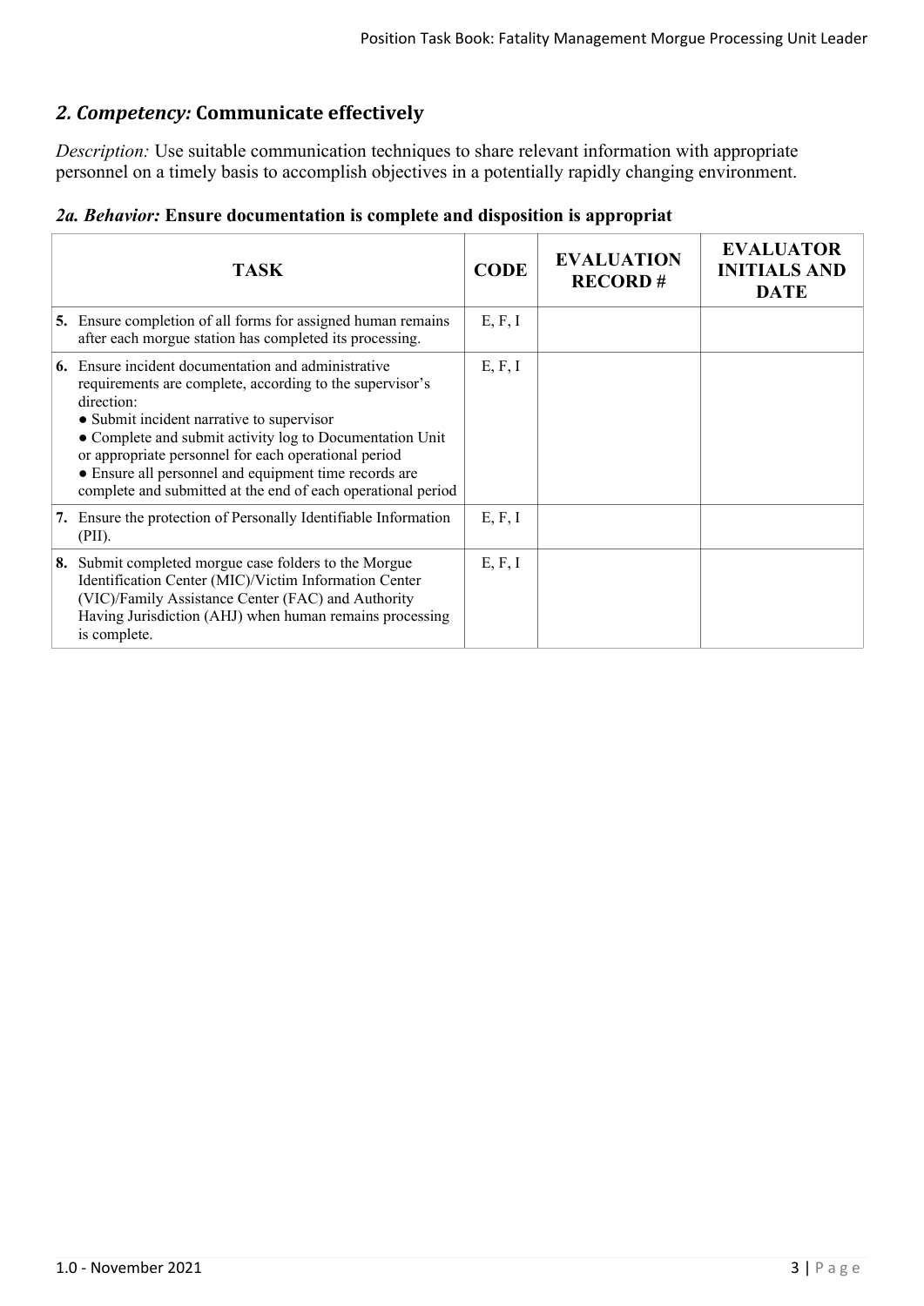## *2. Competency:* **Communicate effectively**

*Description:* Use suitable communication techniques to share relevant information with appropriate personnel on a timely basis to accomplish objectives in a potentially rapidly changing environment.

### *2a. Behavior:* **Ensure documentation is complete and disposition is appropriat**

| TASK | CODE | EVALUATION RECORD # | EVALUATOR INITIALS AND DATE |
|---|---|---|---|
| **5.** Ensure completion of all forms for assigned human remains after each morgue station has completed its processing. | E, F, I | | |
| **6.** Ensure incident documentation and administrative requirements are complete, according to the supervisor's direction:<br>● Submit incident narrative to supervisor<br>● Complete and submit activity log to Documentation Unit or appropriate personnel for each operational period<br>● Ensure all personnel and equipment time records are complete and submitted at the end of each operational period | E, F, I | | |
| **7.** Ensure the protection of Personally Identifiable Information (PII). | E, F, I | | |
| **8.** Submit completed morgue case folders to the Morgue Identification Center (MIC)/Victim Information Center (VIC)/Family Assistance Center (FAC) and Authority Having Jurisdiction (AHJ) when human remains processing is complete. | E, F, I | | |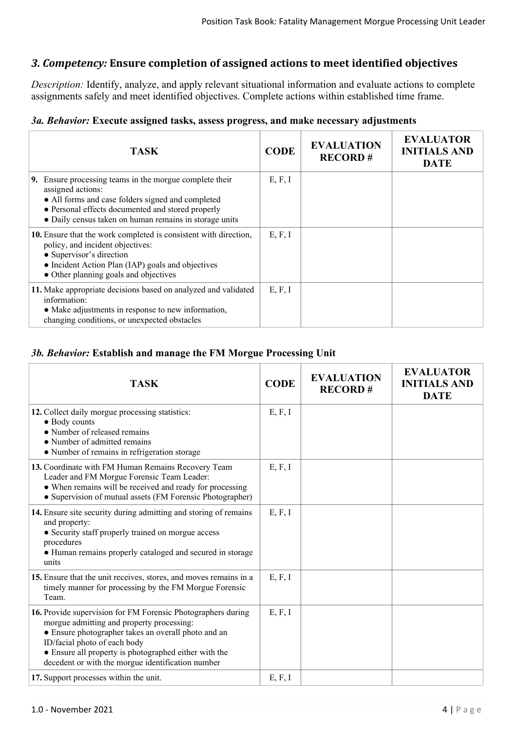## *3. Competency:* Ensure completion of assigned actions to meet identified objectives

*Description:* Identify, analyze, and apply relevant situational information and evaluate actions to complete assignments safely and meet identified objectives. Complete actions within established time frame.

### *3a. Behavior:* Execute assigned tasks, assess progress, and make necessary adjustments

| TASK | CODE | EVALUATION RECORD # | EVALUATOR INITIALS AND DATE |
|---|---|---|---|
| **9.** Ensure processing teams in the morgue complete their assigned actions:<br>● All forms and case folders signed and completed<br>● Personal effects documented and stored properly<br>● Daily census taken on human remains in storage units | E, F, I | | |
| **10.** Ensure that the work completed is consistent with direction, policy, and incident objectives:<br>● Supervisor's direction<br>● Incident Action Plan (IAP) goals and objectives<br>● Other planning goals and objectives | E, F, I | | |
| **11.** Make appropriate decisions based on analyzed and validated information:<br>● Make adjustments in response to new information, changing conditions, or unexpected obstacles | E, F, I | | |

### *3b. Behavior:* Establish and manage the FM Morgue Processing Unit

| TASK | CODE | EVALUATION RECORD # | EVALUATOR INITIALS AND DATE |
|---|---|---|---|
| **12.** Collect daily morgue processing statistics:<br>● Body counts<br>● Number of released remains<br>● Number of admitted remains<br>● Number of remains in refrigeration storage | E, F, I | | |
| **13.** Coordinate with FM Human Remains Recovery Team Leader and FM Morgue Forensic Team Leader:<br>● When remains will be received and ready for processing<br>● Supervision of mutual assets (FM Forensic Photographer) | E, F, I | | |
| **14.** Ensure site security during admitting and storing of remains and property:<br>● Security staff properly trained on morgue access procedures<br>● Human remains properly cataloged and secured in storage units | E, F, I | | |
| **15.** Ensure that the unit receives, stores, and moves remains in a timely manner for processing by the FM Morgue Forensic Team. | E, F, I | | |
| **16.** Provide supervision for FM Forensic Photographers during morgue admitting and property processing:<br>● Ensure photographer takes an overall photo and an ID/facial photo of each body<br>● Ensure all property is photographed either with the decedent or with the morgue identification number | E, F, I | | |
| **17.** Support processes within the unit. | E, F, I | | |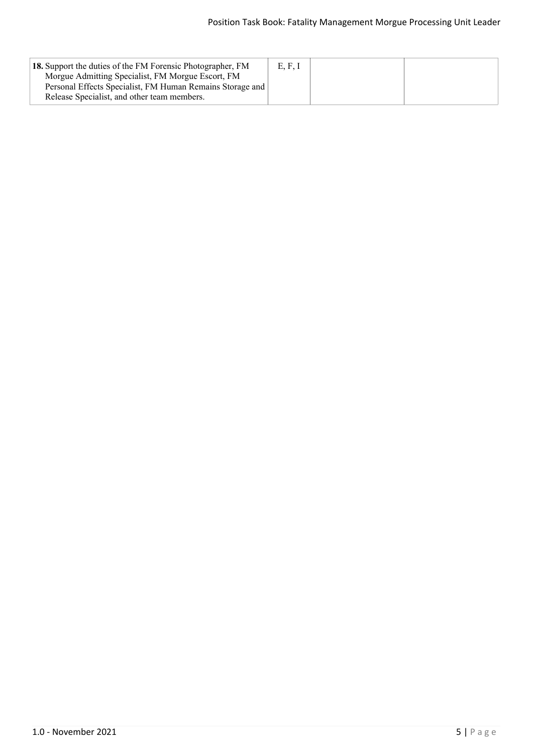| | | | |
|---|---|---|---|
| **18.** Support the duties of the FM Forensic Photographer, FM Morgue Admitting Specialist, FM Morgue Escort, FM Personal Effects Specialist, FM Human Remains Storage and Release Specialist, and other team members. | E, F, I | | |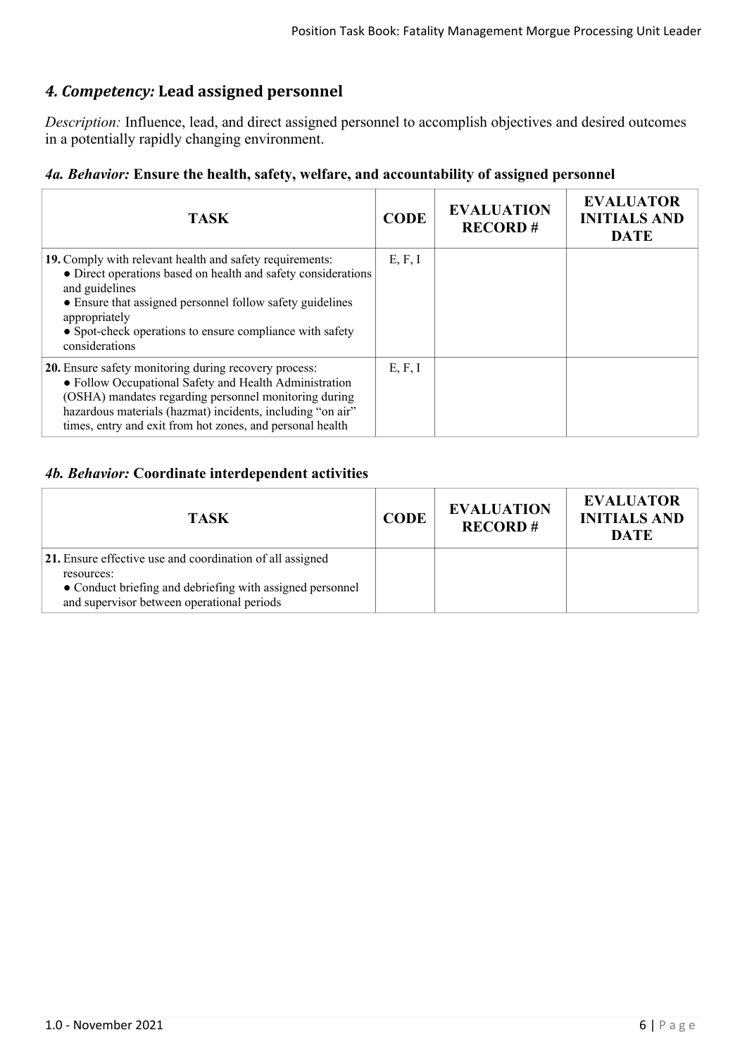## *4. Competency:* Lead assigned personnel

*Description:* Influence, lead, and direct assigned personnel to accomplish objectives and desired outcomes in a potentially rapidly changing environment.

### *4a. Behavior:* Ensure the health, safety, welfare, and accountability of assigned personnel

| TASK | CODE | EVALUATION RECORD # | EVALUATOR INITIALS AND DATE |
|---|---|---|---|
| **19.** Comply with relevant health and safety requirements:<br>● Direct operations based on health and safety considerations and guidelines<br>● Ensure that assigned personnel follow safety guidelines appropriately<br>● Spot-check operations to ensure compliance with safety considerations | E, F, I | | |
| **20.** Ensure safety monitoring during recovery process:<br>● Follow Occupational Safety and Health Administration (OSHA) mandates regarding personnel monitoring during hazardous materials (hazmat) incidents, including "on air" times, entry and exit from hot zones, and personal health | E, F, I | | |

### *4b. Behavior:* Coordinate interdependent activities

| TASK | CODE | EVALUATION RECORD # | EVALUATOR INITIALS AND DATE |
|---|---|---|---|
| **21.** Ensure effective use and coordination of all assigned resources:<br>● Conduct briefing and debriefing with assigned personnel and supervisor between operational periods | | | |